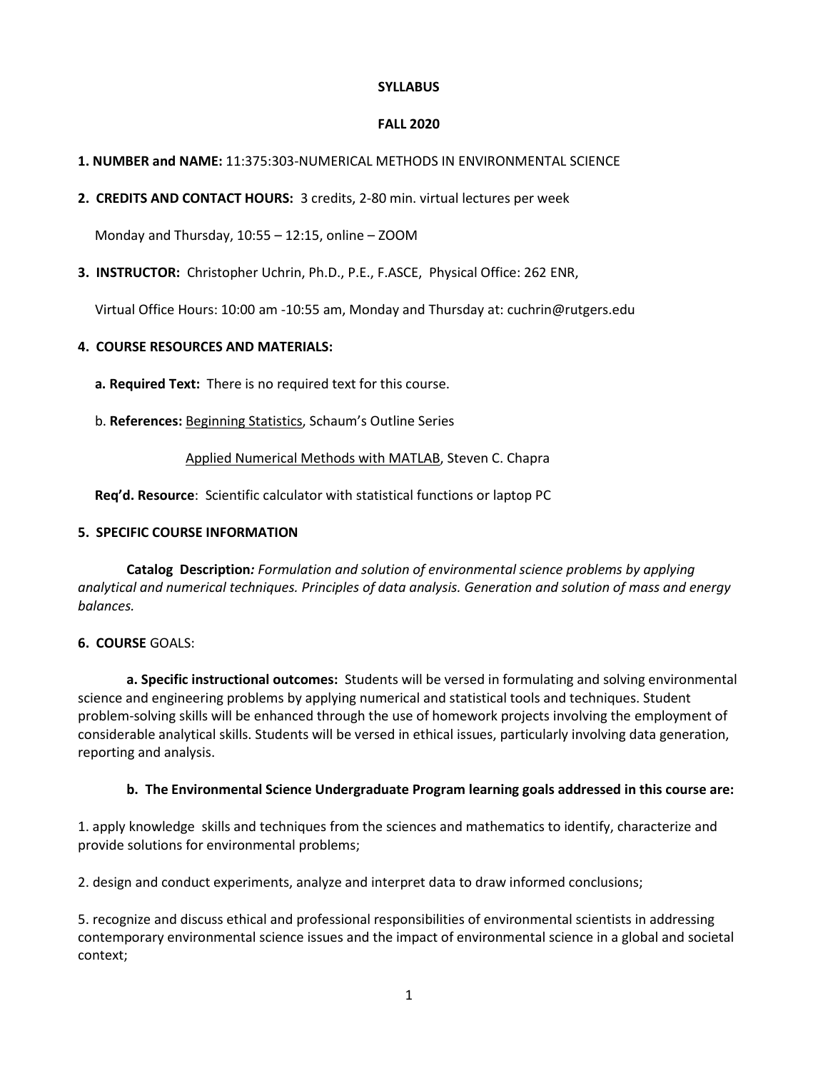**SYLLABUS**

**FALL 2020**

**1. NUMBER and NAME:** 11:375:303-NUMERICAL METHODS IN ENVIRONMENTAL SCIENCE

**2. CREDITS AND CONTACT HOURS:** 3 credits, 2-80 min. virtual lectures per week

Monday and Thursday, 10:55 – 12:15, online – ZOOM

**3. INSTRUCTOR:** Christopher Uchrin, Ph.D., P.E., F.ASCE, Physical Office: 262 ENR,

Virtual Office Hours: 10:00 am -10:55 am, Monday and Thursday at: cuchrin@rutgers.edu

**4. COURSE RESOURCES AND MATERIALS:**

**a. Required Text:** There is no required text for this course.

b. **References:** Beginning Statistics, Schaum's Outline Series

Applied Numerical Methods with MATLAB, Steven C. Chapra

**Req'd. Resource**: Scientific calculator with statistical functions or laptop PC

**5. SPECIFIC COURSE INFORMATION**

**Catalog Description***: Formulation and solution of environmental science problems by applying analytical and numerical techniques. Principles of data analysis. Generation and solution of mass and energy balances.*

**6. COURSE** GOALS:

**a. Specific instructional outcomes:** Students will be versed in formulating and solving environmental science and engineering problems by applying numerical and statistical tools and techniques. Student problem-solving skills will be enhanced through the use of homework projects involving the employment of considerable analytical skills. Students will be versed in ethical issues, particularly involving data generation, reporting and analysis.

**b. The Environmental Science Undergraduate Program learning goals addressed in this course are:**

1. apply knowledge skills and techniques from the sciences and mathematics to identify, characterize and provide solutions for environmental problems;

2. design and conduct experiments, analyze and interpret data to draw informed conclusions;

5. recognize and discuss ethical and professional responsibilities of environmental scientists in addressing contemporary environmental science issues and the impact of environmental science in a global and societal context;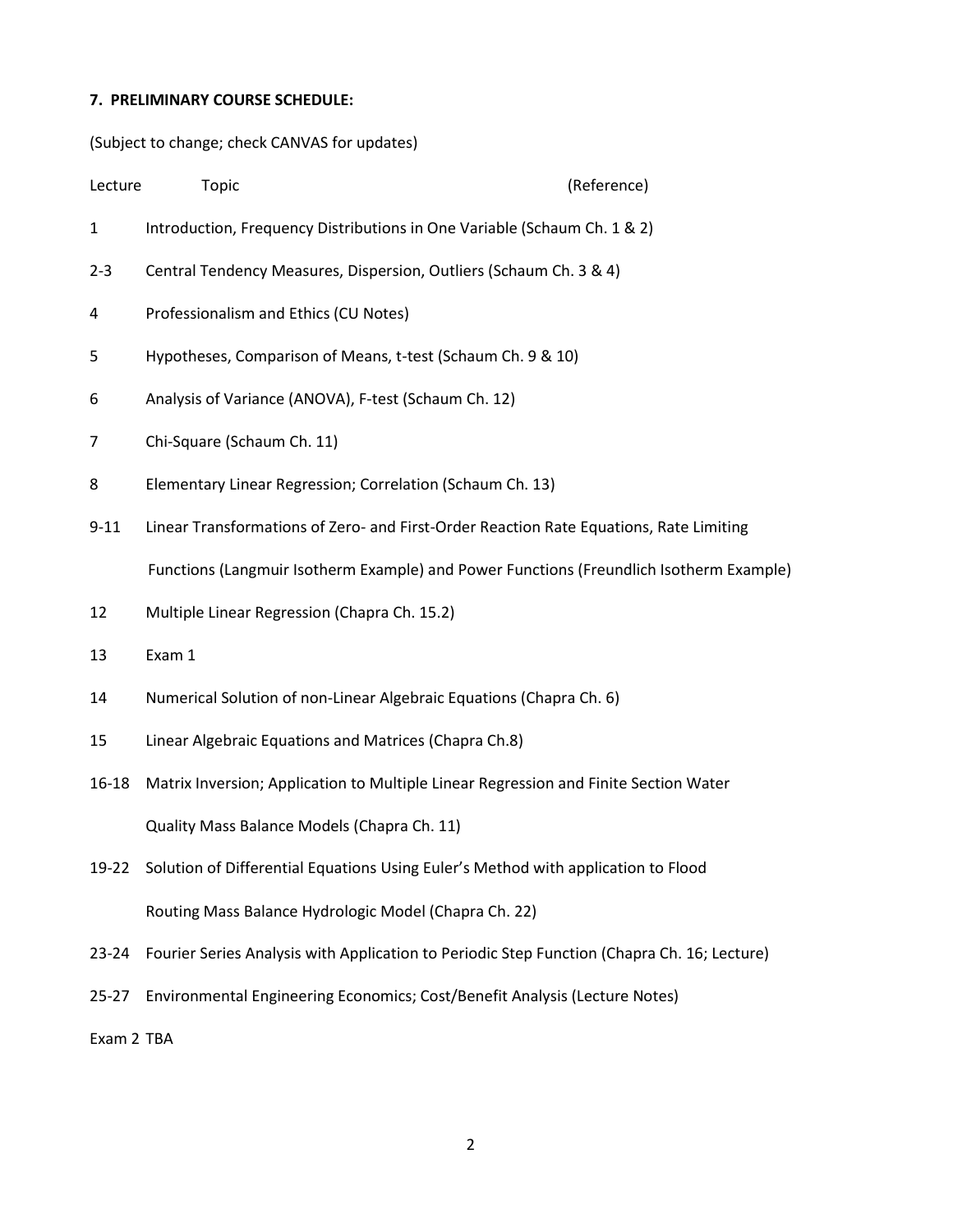**7. PRELIMINARY COURSE SCHEDULE:**

(Subject to change; check CANVAS for updates)

| Lecture | Topic (Reference) |
|---|---|
| 1 | Introduction, Frequency Distributions in One Variable (Schaum Ch. 1 & 2) |
| 2-3 | Central Tendency Measures, Dispersion, Outliers (Schaum Ch. 3 & 4) |
| 4 | Professionalism and Ethics (CU Notes) |
| 5 | Hypotheses, Comparison of Means, t-test (Schaum Ch. 9 & 10) |
| 6 | Analysis of Variance (ANOVA), F-test (Schaum Ch. 12) |
| 7 | Chi-Square (Schaum Ch. 11) |
| 8 | Elementary Linear Regression; Correlation (Schaum Ch. 13) |
| 9-11 | Linear Transformations of Zero- and First-Order Reaction Rate Equations, Rate Limiting Functions (Langmuir Isotherm Example) and Power Functions (Freundlich Isotherm Example) |
| 12 | Multiple Linear Regression (Chapra Ch. 15.2) |
| 13 | Exam 1 |
| 14 | Numerical Solution of non-Linear Algebraic Equations (Chapra Ch. 6) |
| 15 | Linear Algebraic Equations and Matrices (Chapra Ch.8) |
| 16-18 | Matrix Inversion; Application to Multiple Linear Regression and Finite Section Water Quality Mass Balance Models (Chapra Ch. 11) |
| 19-22 | Solution of Differential Equations Using Euler's Method with application to Flood Routing Mass Balance Hydrologic Model (Chapra Ch. 22) |
| 23-24 | Fourier Series Analysis with Application to Periodic Step Function (Chapra Ch. 16; Lecture) |
| 25-27 | Environmental Engineering Economics; Cost/Benefit Analysis (Lecture Notes) |
| Exam 2 | TBA |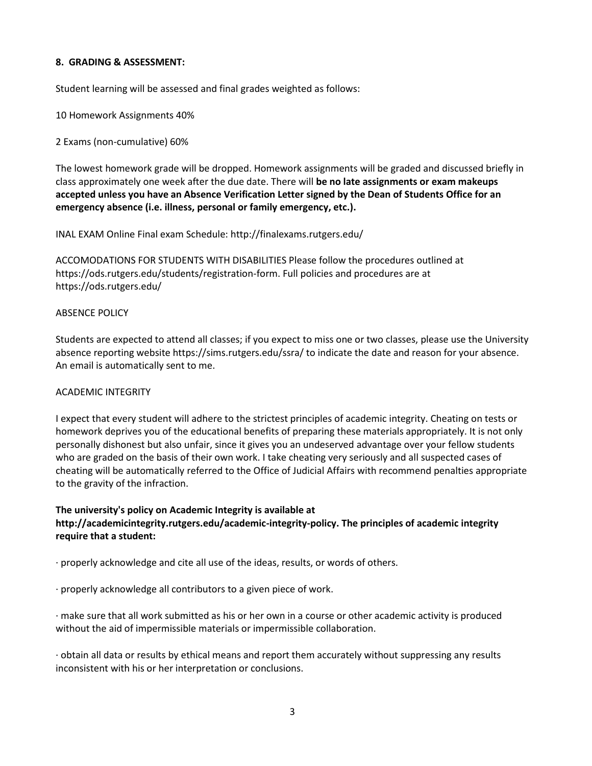**8. GRADING & ASSESSMENT:**

Student learning will be assessed and final grades weighted as follows:

10 Homework Assignments 40%

2 Exams (non-cumulative) 60%

The lowest homework grade will be dropped. Homework assignments will be graded and discussed briefly in class approximately one week after the due date. There will **be no late assignments or exam makeups accepted unless you have an Absence Verification Letter signed by the Dean of Students Office for an emergency absence (i.e. illness, personal or family emergency, etc.).**

INAL EXAM Online Final exam Schedule: http://finalexams.rutgers.edu/

ACCOMODATIONS FOR STUDENTS WITH DISABILITIES Please follow the procedures outlined at https://ods.rutgers.edu/students/registration-form. Full policies and procedures are at https://ods.rutgers.edu/

ABSENCE POLICY

Students are expected to attend all classes; if you expect to miss one or two classes, please use the University absence reporting website https://sims.rutgers.edu/ssra/ to indicate the date and reason for your absence. An email is automatically sent to me.

ACADEMIC INTEGRITY

I expect that every student will adhere to the strictest principles of academic integrity. Cheating on tests or homework deprives you of the educational benefits of preparing these materials appropriately. It is not only personally dishonest but also unfair, since it gives you an undeserved advantage over your fellow students who are graded on the basis of their own work. I take cheating very seriously and all suspected cases of cheating will be automatically referred to the Office of Judicial Affairs with recommend penalties appropriate to the gravity of the infraction.

**The university's policy on Academic Integrity is available at http://academicintegrity.rutgers.edu/academic-integrity-policy. The principles of academic integrity require that a student:**

· properly acknowledge and cite all use of the ideas, results, or words of others.

· properly acknowledge all contributors to a given piece of work.

· make sure that all work submitted as his or her own in a course or other academic activity is produced without the aid of impermissible materials or impermissible collaboration.

· obtain all data or results by ethical means and report them accurately without suppressing any results inconsistent with his or her interpretation or conclusions.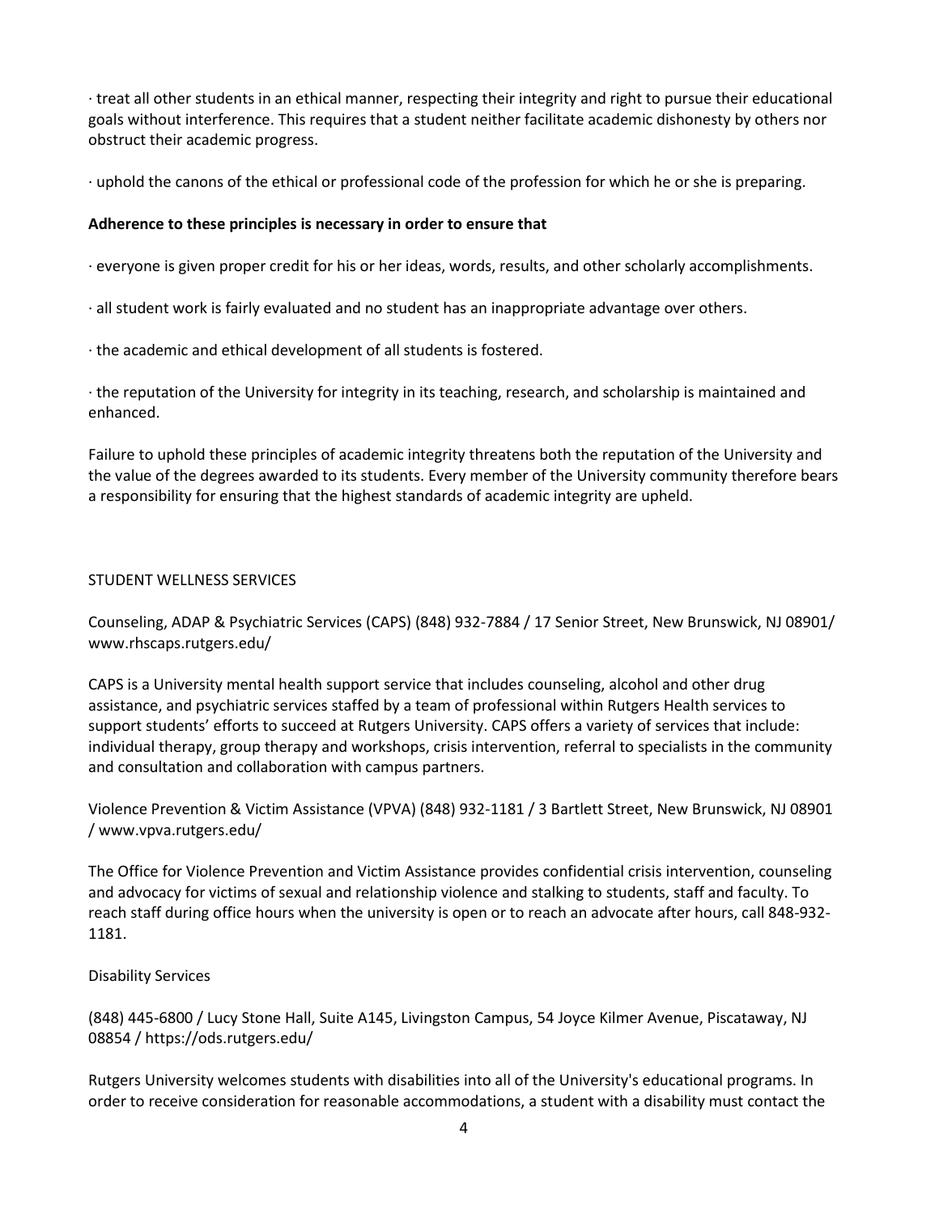· treat all other students in an ethical manner, respecting their integrity and right to pursue their educational goals without interference. This requires that a student neither facilitate academic dishonesty by others nor obstruct their academic progress.

· uphold the canons of the ethical or professional code of the profession for which he or she is preparing.

**Adherence to these principles is necessary in order to ensure that**

· everyone is given proper credit for his or her ideas, words, results, and other scholarly accomplishments.

· all student work is fairly evaluated and no student has an inappropriate advantage over others.

· the academic and ethical development of all students is fostered.

· the reputation of the University for integrity in its teaching, research, and scholarship is maintained and enhanced.

Failure to uphold these principles of academic integrity threatens both the reputation of the University and the value of the degrees awarded to its students. Every member of the University community therefore bears a responsibility for ensuring that the highest standards of academic integrity are upheld.

STUDENT WELLNESS SERVICES

Counseling, ADAP & Psychiatric Services (CAPS) (848) 932-7884 / 17 Senior Street, New Brunswick, NJ 08901/ www.rhscaps.rutgers.edu/

CAPS is a University mental health support service that includes counseling, alcohol and other drug assistance, and psychiatric services staffed by a team of professional within Rutgers Health services to support students' efforts to succeed at Rutgers University. CAPS offers a variety of services that include: individual therapy, group therapy and workshops, crisis intervention, referral to specialists in the community and consultation and collaboration with campus partners.

Violence Prevention & Victim Assistance (VPVA) (848) 932-1181 / 3 Bartlett Street, New Brunswick, NJ 08901 / www.vpva.rutgers.edu/

The Office for Violence Prevention and Victim Assistance provides confidential crisis intervention, counseling and advocacy for victims of sexual and relationship violence and stalking to students, staff and faculty. To reach staff during office hours when the university is open or to reach an advocate after hours, call 848-932-1181.

Disability Services

(848) 445-6800 / Lucy Stone Hall, Suite A145, Livingston Campus, 54 Joyce Kilmer Avenue, Piscataway, NJ 08854 / https://ods.rutgers.edu/

Rutgers University welcomes students with disabilities into all of the University's educational programs. In order to receive consideration for reasonable accommodations, a student with a disability must contact the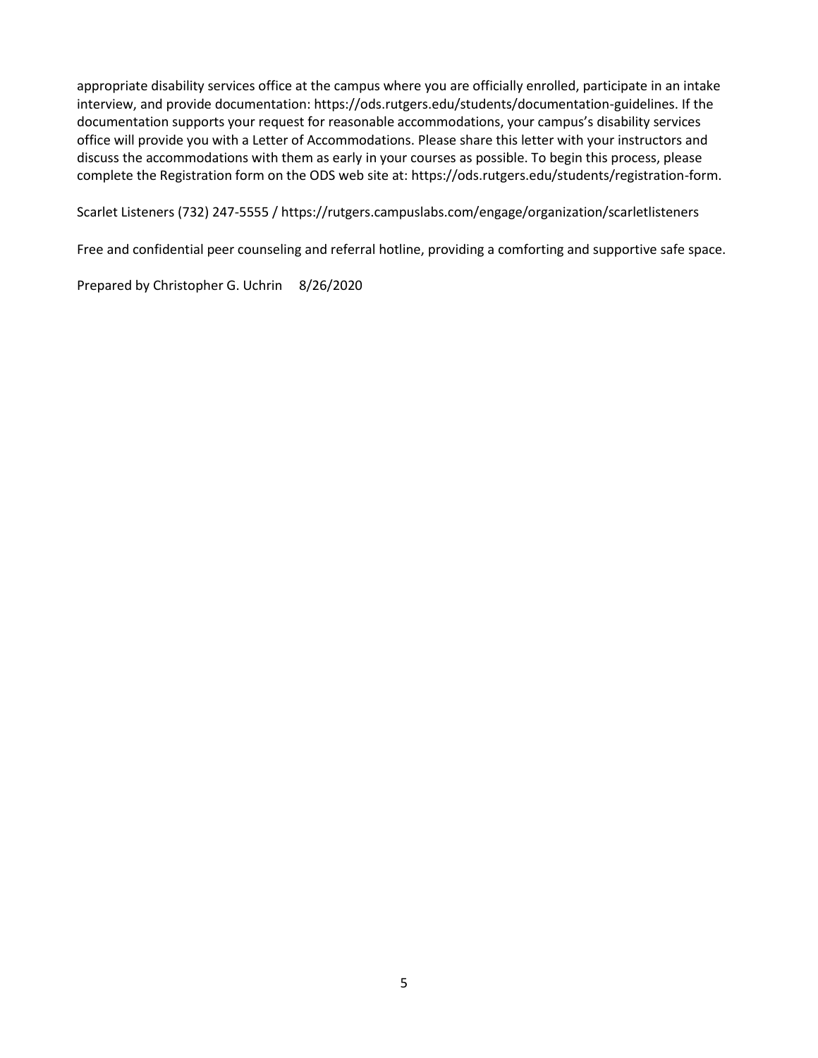appropriate disability services office at the campus where you are officially enrolled, participate in an intake interview, and provide documentation: https://ods.rutgers.edu/students/documentation-guidelines. If the documentation supports your request for reasonable accommodations, your campus's disability services office will provide you with a Letter of Accommodations. Please share this letter with your instructors and discuss the accommodations with them as early in your courses as possible. To begin this process, please complete the Registration form on the ODS web site at: https://ods.rutgers.edu/students/registration-form.

Scarlet Listeners (732) 247-5555 / https://rutgers.campuslabs.com/engage/organization/scarletlisteners

Free and confidential peer counseling and referral hotline, providing a comforting and supportive safe space.

Prepared by Christopher G. Uchrin 8/26/2020